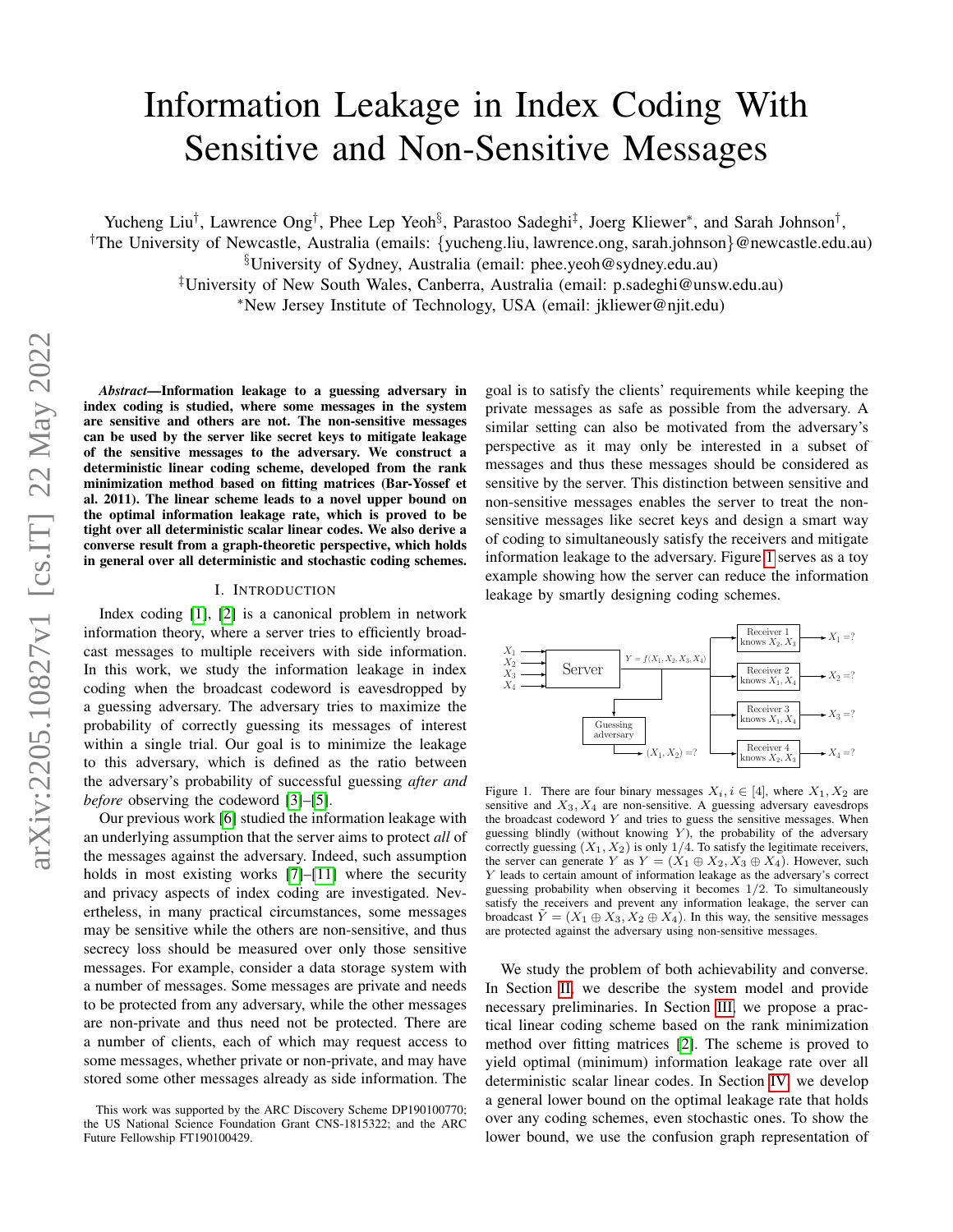# Information Leakage in Index Coding With Sensitive and Non-Sensitive Messages

Yucheng Liu[†], Lawrence Ong[†], Phee Lep Yeoh[§], Parastoo Sadeghi[‡], Joerg Kliewer[*], and Sarah Johnson[†],

[†]The University of Newcastle, Australia (emails: {yucheng.liu, lawrence.ong, sarah.johnson}@newcastle.edu.au)

[§]University of Sydney, Australia (email: phee.yeoh@sydney.edu.au)

[‡]University of New South Wales, Canberra, Australia (email: p.sadeghi@unsw.edu.au)

[*]New Jersey Institute of Technology, USA (email: jkliewer@njit.edu)

***Abstract*—Information leakage to a guessing adversary in index coding is studied, where some messages in the system are sensitive and others are not. The non-sensitive messages can be used by the server like secret keys to mitigate leakage of the sensitive messages to the adversary. We construct a deterministic linear coding scheme, developed from the rank minimization method based on fitting matrices (Bar-Yossef et al. 2011). The linear scheme leads to a novel upper bound on the optimal information leakage rate, which is proved to be tight over all deterministic scalar linear codes. We also derive a converse result from a graph-theoretic perspective, which holds in general over all deterministic and stochastic coding schemes.**

## I. Introduction

Index coding [1], [2] is a canonical problem in network information theory, where a server tries to efficiently broadcast messages to multiple receivers with side information. In this work, we study the information leakage in index coding when the broadcast codeword is eavesdropped by a guessing adversary. The adversary tries to maximize the probability of correctly guessing its messages of interest within a single trial. Our goal is to minimize the leakage to this adversary, which is defined as the ratio between the adversary's probability of successful guessing *after and before* observing the codeword [3]–[5].

Our previous work [6] studied the information leakage with an underlying assumption that the server aims to protect *all* of the messages against the adversary. Indeed, such assumption holds in most existing works [7]–[11] where the security and privacy aspects of index coding are investigated. Nevertheless, in many practical circumstances, some messages may be sensitive while the others are non-sensitive, and thus secrecy loss should be measured over only those sensitive messages. For example, consider a data storage system with a number of messages. Some messages are private and needs to be protected from any adversary, while the other messages are non-private and thus need not be protected. There are a number of clients, each of which may request access to some messages, whether private or non-private, and may have stored some other messages already as side information. The goal is to satisfy the clients' requirements while keeping the private messages as safe as possible from the adversary. A similar setting can also be motivated from the adversary's perspective as it may only be interested in a subset of messages and thus these messages should be considered as sensitive by the server. This distinction between sensitive and non-sensitive messages enables the server to treat the non-sensitive messages like secret keys and design a smart way of coding to simultaneously satisfy the receivers and mitigate information leakage to the adversary. Figure 1 serves as a toy example showing how the server can reduce the information leakage by smartly designing coding schemes.

Figure 1. There are four binary messages $X_i, i \in [4]$, where $X_1, X_2$ are sensitive and $X_3, X_4$ are non-sensitive. A guessing adversary eavesdrops the broadcast codeword $Y$ and tries to guess the sensitive messages. When guessing blindly (without knowing $Y$), the probability of the adversary correctly guessing $(X_1, X_2)$ is only $1/4$. To satisfy the legitimate receivers, the server can generate $Y$ as $Y = (X_1 \oplus X_2, X_3 \oplus X_4)$. However, such $Y$ leads to certain amount of information leakage as the adversary's correct guessing probability when observing it becomes $1/2$. To simultaneously satisfy the receivers and prevent any information leakage, the server can broadcast $Y = (X_1 \oplus X_3, X_2 \oplus X_4)$. In this way, the sensitive messages are protected against the adversary using non-sensitive messages.

We study the problem of both achievability and converse. In Section II, we describe the system model and provide necessary preliminaries. In Section III, we propose a practical linear coding scheme based on the rank minimization method over fitting matrices [2]. The scheme is proved to yield optimal (minimum) information leakage rate over all deterministic scalar linear codes. In Section IV, we develop a general lower bound on the optimal leakage rate that holds over any coding schemes, even stochastic ones. To show the lower bound, we use the confusion graph representation of

This work was supported by the ARC Discovery Scheme DP190100770; the US National Science Foundation Grant CNS-1815322; and the ARC Future Fellowship FT190100429.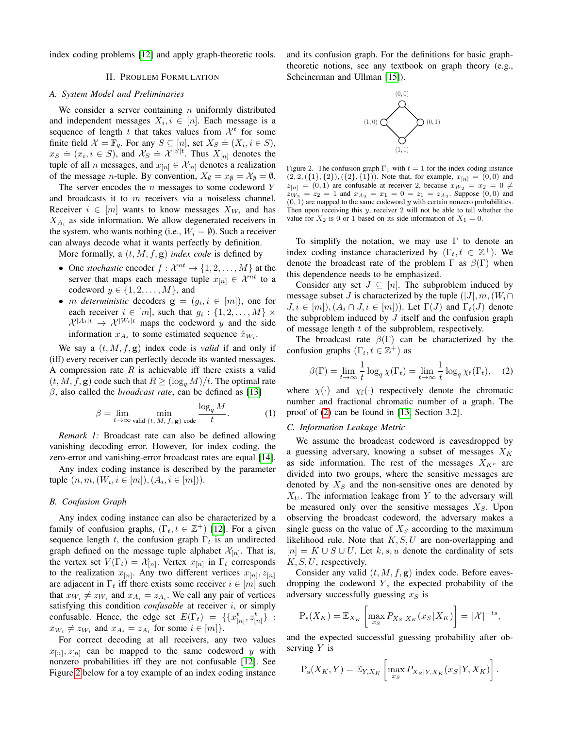index coding problems [12] and apply graph-theoretic tools.

## II. Problem Formulation

### A. System Model and Preliminaries

We consider a server containing $n$ uniformly distributed and independent messages $X_i, i \in [n]$. Each message is a sequence of length $t$ that takes values from $\mathcal{X}^t$ for some finite field $\mathcal{X} = \mathbb{F}_q$. For any $S \subseteq [n]$, set $X_S \doteq (X_i, i \in S)$, $x_S \doteq (x_i, i \in S)$, and $\mathcal{X}_S \doteq \mathcal{X}^{|S|t}$. Thus $X_{[n]}$ denotes the tuple of all $n$ messages, and $x_{[n]} \in \mathcal{X}_{[n]}$ denotes a realization of the message $n$-tuple. By convention, $X_\emptyset = x_\emptyset = \mathcal{X}_\emptyset = \emptyset$.

The server encodes the $n$ messages to some codeword $Y$ and broadcasts it to $m$ receivers via a noiseless channel. Receiver $i \in [m]$ wants to know messages $X_{W_i}$ and has $X_{A_i}$ as side information. We allow degenerated receivers in the system, who wants nothing (i.e., $W_i = \emptyset$). Such a receiver can always decode what it wants perfectly by definition.

More formally, a $(t, M, f, \mathbf{g})$ *index code* is defined by

- One *stochastic* encoder $f : \mathcal{X}^{nt} \to \{1, 2, \dots, M\}$ at the server that maps each message tuple $x_{[n]} \in \mathcal{X}^{nt}$ to a codeword $y \in \{1, 2, \dots, M\}$, and
- $m$ *deterministic* decoders $\mathbf{g} = (g_i, i \in [m])$, one for each receiver $i \in [m]$, such that $g_i : \{1, 2, \dots, M\} \times \mathcal{X}^{|A_i|t} \to \mathcal{X}^{|W_i|t}$ maps the codeword $y$ and the side information $x_{A_i}$ to some estimated sequence $\hat{x}_{W_i}$.

We say a $(t, M, f, \mathbf{g})$ index code is *valid* if and only if (iff) every receiver can perfectly decode its wanted messages. A compression rate $R$ is achievable iff there exists a valid $(t, M, f, \mathbf{g})$ code such that $R \geq (\log_q M)/t$. The optimal rate $\beta$, also called the *broadcast rate*, can be defined as [13]

$$\beta = \lim_{t\to\infty} \min_{\text{valid } (t,\, M,\, f,\, \mathbf{g}) \text{ code}} \frac{\log_q M}{t}. \tag{1}$$

*Remark 1:* Broadcast rate can also be defined allowing vanishing decoding error. However, for index coding, the zero-error and vanishing-error broadcast rates are equal [14].

Any index coding instance is described by the parameter tuple $(n, m, (W_i, i \in [m]), (A_i, i \in [m]))$.

### B. Confusion Graph

Any index coding instance can also be characterized by a family of confusion graphs, $(\Gamma_t, t \in \mathbb{Z}^+)$ [12]. For a given sequence length $t$, the confusion graph $\Gamma_t$ is an undirected graph defined on the message tuple alphabet $\mathcal{X}_{[n]}$. That is, the vertex set $V(\Gamma_t) = \mathcal{X}_{[n]}$. Vertex $x_{[n]}$ in $\Gamma_t$ corresponds to the realization $x_{[n]}$. Any two different vertices $x_{[n]}, z_{[n]}$ are adjacent in $\Gamma_t$ iff there exists some receiver $i \in [m]$ such that $x_{W_i} \neq z_{W_i}$ and $x_{A_i} = z_{A_i}$. We call any pair of vertices satisfying this condition *confusable* at receiver $i$, or simply confusable. Hence, the edge set $E(\Gamma_t) = \{\{x^t_{[n]}, z^t_{[n]}\} : x_{W_i} \neq z_{W_i}$ and $x_{A_i} = z_{A_i}$ for some $i \in [m]\}$.

For correct decoding at all receivers, any two values $x_{[n]}, z_{[n]}$ can be mapped to the same codeword $y$ with nonzero probabilities iff they are not confusable [12]. See Figure 2 below for a toy example of an index coding instance and its confusion graph. For the definitions for basic graph-theoretic notions, see any textbook on graph theory (e.g., Scheinerman and Ullman [15]).

Figure 2. The confusion graph $\Gamma_1$ with $t = 1$ for the index coding instance $(2, 2, (\{1\}, \{2\}), (\{2\}, \{1\}))$. Note that, for example, $x_{[n]} = (0, 0)$ and $z_{[n]} = (0, 1)$ are confusable at receiver 2, because $x_{W_2} = x_2 = 0 \neq z_{W_2} = z_2 = 1$ and $x_{A_2} = x_1 = 0 = z_1 = z_{A_2}$. Suppose $(0, 0)$ and $(0, 1)$ are mapped to the same codeword $y$ with certain nonzero probabilities. Then upon receiving this $y$, receiver 2 will not be able to tell whether the value for $X_2$ is 0 or 1 based on its side information of $X_1 = 0$.

To simplify the notation, we may use $\Gamma$ to denote an index coding instance characterized by $(\Gamma_t, t \in \mathbb{Z}^+)$. We denote the broadcast rate of the problem $\Gamma$ as $\beta(\Gamma)$ when this dependence needs to be emphasized.

Consider any set $J \subseteq [n]$. The subproblem induced by message subset $J$ is characterized by the tuple $(|J|, m, (W_i \cap J, i \in [m]), (A_i \cap J, i \in [m]))$. Let $\Gamma(J)$ and $\Gamma_t(J)$ denote the subproblem induced by $J$ itself and the confusion graph of message length $t$ of the subproblem, respectively.

The broadcast rate $\beta(\Gamma)$ can be characterized by the confusion graphs $(\Gamma_t, t \in \mathbb{Z}^+)$ as

$$\beta(\Gamma) = \lim_{t\to\infty} \frac{1}{t} \log_q \chi(\Gamma_t) = \lim_{t\to\infty} \frac{1}{t} \log_q \chi_{\text{f}}(\Gamma_t), \tag{2}$$

where $\chi(\cdot)$ and $\chi_{\text{f}}(\cdot)$ respectively denote the chromatic number and fractional chromatic number of a graph. The proof of (2) can be found in [13, Section 3.2].

### C. Information Leakage Metric

We assume the broadcast codeword is eavesdropped by a guessing adversary, knowing a subset of messages $X_K$ as side information. The rest of the messages $X_{K^c}$ are divided into two groups, where the sensitive messages are denoted by $X_S$ and the non-sensitive ones are denoted by $X_U$. The information leakage from $Y$ to the adversary will be measured only over the sensitive messages $X_S$. Upon observing the broadcast codeword, the adversary makes a single guess on the value of $X_S$ according to the maximum likelihood rule. Note that $K, S, U$ are non-overlapping and $[n] = K \cup S \cup U$. Let $k, s, u$ denote the cardinality of sets $K, S, U$, respectively.

Consider any valid $(t, M, f, \mathbf{g})$ index code. Before eavesdropping the codeword $Y$, the expected probability of the adversary successfully guessing $x_S$ is

$$\mathrm{P_s}(X_K) = \mathbb{E}_{X_K}\left[\max_{x_S} P_{X_S|X_K}(x_S|X_K)\right] = |\mathcal{X}|^{-ts},$$

and the expected successful guessing probability after observing $Y$ is

$$\mathrm{P_s}(X_K, Y) = \mathbb{E}_{Y, X_K}\left[\max_{x_S} P_{X_S|Y, X_K}(x_S|Y, X_K)\right].$$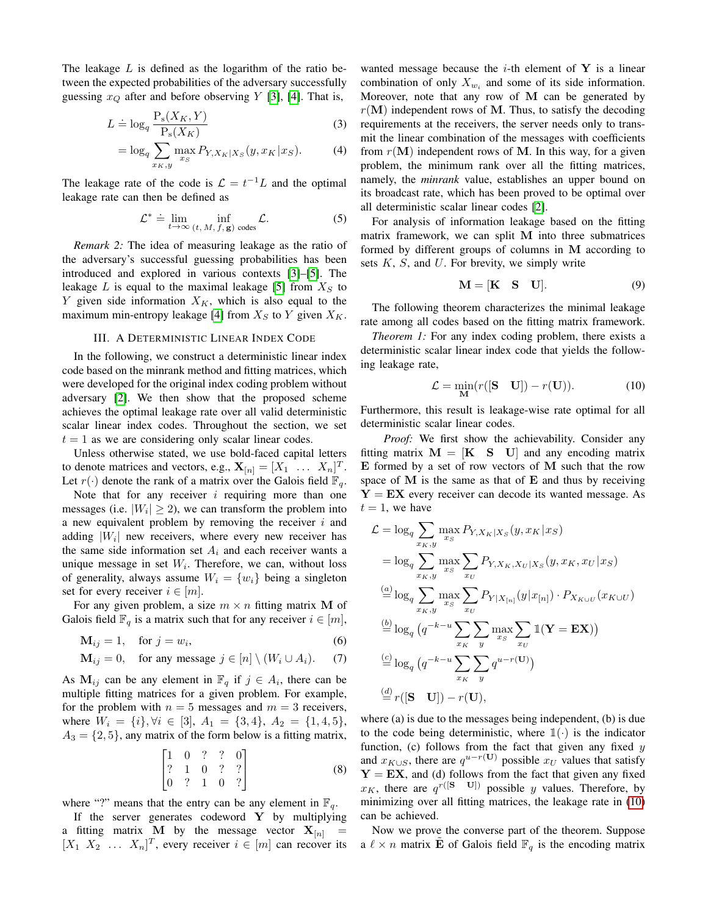The leakage $L$ is defined as the logarithm of the ratio between the expected probabilities of the adversary successfully guessing $x_Q$ after and before observing $Y$ [3], [4]. That is,

$$L \doteq \log_q \frac{\mathrm{P_s}(X_K, Y)}{\mathrm{P_s}(X_K)} \tag{3}$$

$$= \log_q \sum_{x_K, y} \max_{x_S} P_{Y, X_K | X_S}(y, x_K | x_S). \tag{4}$$

The leakage rate of the code is $\mathcal{L} = t^{-1}L$ and the optimal leakage rate can then be defined as

$$\mathcal{L}^* \doteq \lim_{t\to\infty} \inf_{(t,\, M,\, f,\, \mathbf{g}) \text{ codes}} \mathcal{L}. \tag{5}$$

*Remark 2:* The idea of measuring leakage as the ratio of the adversary's successful guessing probabilities has been introduced and explored in various contexts [3]–[5]. The leakage $L$ is equal to the maximal leakage [5] from $X_S$ to $Y$ given side information $X_K$, which is also equal to the maximum min-entropy leakage [4] from $X_S$ to $Y$ given $X_K$.

## III. A Deterministic Linear Index Code

In the following, we construct a deterministic linear index code based on the minrank method and fitting matrices, which were developed for the original index coding problem without adversary [2]. We then show that the proposed scheme achieves the optimal leakage rate over all valid deterministic scalar linear index codes. Throughout the section, we set $t = 1$ as we are considering only scalar linear codes.

Unless otherwise stated, we use bold-faced capital letters to denote matrices and vectors, e.g., $\mathbf{X}_{[n]} = [X_1 \ \ldots \ X_n]^T$. Let $r(\cdot)$ denote the rank of a matrix over the Galois field $\mathbb{F}_q$.

Note that for any receiver $i$ requiring more than one messages (i.e. $|W_i| \geq 2$), we can transform the problem into a new equivalent problem by removing the receiver $i$ and adding $|W_i|$ new receivers, where every new receiver has the same side information set $A_i$ and each receiver wants a unique message in set $W_i$. Therefore, we can, without loss of generality, always assume $W_i = \{w_i\}$ being a singleton set for every receiver $i \in [m]$.

For any given problem, a size $m \times n$ fitting matrix $\mathbf{M}$ of Galois field $\mathbb{F}_q$ is a matrix such that for any receiver $i \in [m]$,

$$\mathbf{M}_{ij} = 1, \quad \text{for } j = w_i, \tag{6}$$

$$\mathbf{M}_{ij} = 0, \quad \text{for any message } j \in [n] \setminus (W_i \cup A_i). \tag{7}$$

As $\mathbf{M}_{ij}$ can be any element in $\mathbb{F}_q$ if $j \in A_i$, there can be multiple fitting matrices for a given problem. For example, for the problem with $n = 5$ messages and $m = 3$ receivers, where $W_i = \{i\}, \forall i \in [3]$, $A_1 = \{3, 4\}$, $A_2 = \{1, 4, 5\}$, $A_3 = \{2, 5\}$, any matrix of the form below is a fitting matrix,

$$\begin{bmatrix} 1 & 0 & ? & ? & 0 \\ ? & 1 & 0 & ? & ? \\ 0 & ? & 1 & 0 & ? \end{bmatrix} \tag{8}$$

where "?" means that the entry can be any element in $\mathbb{F}_q$.

If the server generates codeword $\mathbf{Y}$ by multiplying a fitting matrix $\mathbf{M}$ by the message vector $\mathbf{X}_{[n]} = [X_1 \ X_2 \ \ldots \ X_n]^T$, every receiver $i \in [m]$ can recover its wanted message because the $i$-th element of $\mathbf{Y}$ is a linear combination of only $X_{w_i}$ and some of its side information. Moreover, note that any row of $\mathbf{M}$ can be generated by $r(\mathbf{M})$ independent rows of $\mathbf{M}$. Thus, to satisfy the decoding requirements at the receivers, the server needs only to transmit the linear combination of the messages with coefficients from $r(\mathbf{M})$ independent rows of $\mathbf{M}$. In this way, for a given problem, the minimum rank over all the fitting matrices, namely, the *minrank* value, establishes an upper bound on its broadcast rate, which has been proved to be optimal over all deterministic scalar linear codes [2].

For analysis of information leakage based on the fitting matrix framework, we can split $\mathbf{M}$ into three submatrices formed by different groups of columns in $\mathbf{M}$ according to sets $K$, $S$, and $U$. For brevity, we simply write

$$\mathbf{M} = [\mathbf{K} \quad \mathbf{S} \quad \mathbf{U}]. \tag{9}$$

The following theorem characterizes the minimal leakage rate among all codes based on the fitting matrix framework.

*Theorem 1:* For any index coding problem, there exists a deterministic scalar linear index code that yields the following leakage rate,

$$\mathcal{L} = \min_{\mathbf{M}} (r([\mathbf{S} \quad \mathbf{U}]) - r(\mathbf{U})). \tag{10}$$

Furthermore, this result is leakage-wise rate optimal for all deterministic scalar linear codes.

*Proof:* We first show the achievability. Consider any fitting matrix $\mathbf{M} = [\mathbf{K} \quad \mathbf{S} \quad \mathbf{U}]$ and any encoding matrix $\mathbf{E}$ formed by a set of row vectors of $\mathbf{M}$ such that the row space of $\mathbf{M}$ is the same as that of $\mathbf{E}$ and thus by receiving $\mathbf{Y} = \mathbf{E}\mathbf{X}$ every receiver can decode its wanted message. As $t = 1$, we have

$$\begin{aligned}
\mathcal{L} &= \log_q \sum_{x_K, y} \max_{x_S} P_{Y, X_K | X_S}(y, x_K | x_S) \\
&= \log_q \sum_{x_K, y} \max_{x_S} \sum_{x_U} P_{Y, X_K, X_U | X_S}(y, x_K, x_U | x_S) \\
&\overset{(a)}{=} \log_q \sum_{x_K, y} \max_{x_S} \sum_{x_U} P_{Y | X_{[n]}}(y | x_{[n]}) \cdot P_{X_{K\cup U}}(x_{K\cup U}) \\
&\overset{(b)}{=} \log_q \Big( q^{-k-u} \sum_{x_K} \sum_{y} \max_{x_S} \sum_{x_U} \mathbb{1}(\mathbf{Y} = \mathbf{E}\mathbf{X}) \Big) \\
&\overset{(c)}{=} \log_q \Big( q^{-k-u} \sum_{x_K} \sum_{y} q^{u - r(\mathbf{U})} \Big) \\
&\overset{(d)}{=} r([\mathbf{S} \quad \mathbf{U}]) - r(\mathbf{U}),
\end{aligned}$$

where (a) is due to the messages being independent, (b) is due to the code being deterministic, where $\mathbb{1}(\cdot)$ is the indicator function, (c) follows from the fact that given any fixed $y$ and $x_{K\cup S}$, there are $q^{u - r(\mathbf{U})}$ possible $x_U$ values that satisfy $\mathbf{Y} = \mathbf{E}\mathbf{X}$, and (d) follows from the fact that given any fixed $x_K$, there are $q^{r([\mathbf{S} \quad \mathbf{U}])}$ possible $y$ values. Therefore, by minimizing over all fitting matrices, the leakage rate in (10) can be achieved.

Now we prove the converse part of the theorem. Suppose a $\ell \times n$ matrix $\tilde{\mathbf{E}}$ of Galois field $\mathbb{F}_q$ is the encoding matrix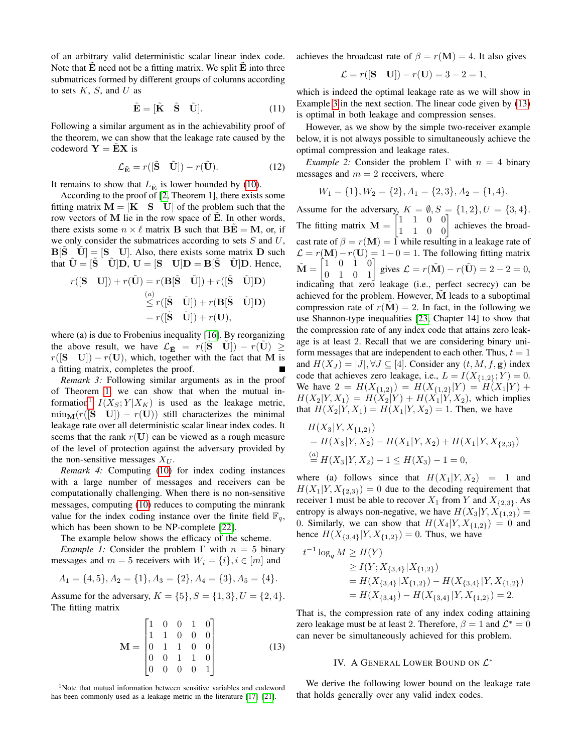of an arbitrary valid deterministic scalar linear index code. Note that $\tilde{\mathbf{E}}$ need not be a fitting matrix. We split $\tilde{\mathbf{E}}$ into three submatrices formed by different groups of columns according to sets $K$, $S$, and $U$ as

$$\tilde{\mathbf{E}} = [\tilde{\mathbf{K}} \quad \tilde{\mathbf{S}} \quad \tilde{\mathbf{U}}]. \tag{11}$$

Following a similar argument as in the achievability proof of the theorem, we can show that the leakage rate caused by the codeword $\mathbf{Y} = \tilde{\mathbf{E}}\mathbf{X}$ is

$$\mathcal{L}_{\tilde{\mathbf{E}}} = r([\tilde{\mathbf{S}} \quad \tilde{\mathbf{U}}]) - r(\tilde{\mathbf{U}}). \tag{12}$$

It remains to show that $L_{\tilde{\mathbf{E}}}$ is lower bounded by (10).

According to the proof of [2, Theorem 1], there exists some fitting matrix $\mathbf{M} = [\mathbf{K} \quad \mathbf{S} \quad \mathbf{U}]$ of the problem such that the row vectors of $\mathbf{M}$ lie in the row space of $\tilde{\mathbf{E}}$. In other words, there exists some $n \times \ell$ matrix $\mathbf{B}$ such that $\mathbf{B}\tilde{\mathbf{E}} = \mathbf{M}$, or, if we only consider the submatrices according to sets $S$ and $U$, $\mathbf{B}[\tilde{\mathbf{S}} \quad \tilde{\mathbf{U}}] = [\mathbf{S} \quad \mathbf{U}]$. Also, there exists some matrix $\mathbf{D}$ such that $\tilde{\mathbf{U}} = [\tilde{\mathbf{S}} \quad \tilde{\mathbf{U}}]\mathbf{D}$, $\mathbf{U} = [\mathbf{S} \quad \mathbf{U}]\mathbf{D} = \mathbf{B}[\tilde{\mathbf{S}} \quad \tilde{\mathbf{U}}]\mathbf{D}$. Hence,

$$\begin{aligned}
r([\mathbf{S} \quad \mathbf{U}]) + r(\tilde{\mathbf{U}}) &= r(\mathbf{B}[\tilde{\mathbf{S}} \quad \tilde{\mathbf{U}}]) + r([\tilde{\mathbf{S}} \quad \tilde{\mathbf{U}}]\mathbf{D}) \\
&\overset{(a)}{\leq} r([\tilde{\mathbf{S}} \quad \tilde{\mathbf{U}}]) + r(\mathbf{B}[\tilde{\mathbf{S}} \quad \tilde{\mathbf{U}}]\mathbf{D}) \\
&= r([\tilde{\mathbf{S}} \quad \tilde{\mathbf{U}}]) + r(\mathbf{U}),
\end{aligned}$$

where (a) is due to Frobenius inequality [16]. By reorganizing the above result, we have $\mathcal{L}_{\tilde{\mathbf{E}}} = r([\tilde{\mathbf{S}} \quad \tilde{\mathbf{U}}]) - r(\tilde{\mathbf{U}}) \geq r([\mathbf{S} \quad \mathbf{U}]) - r(\mathbf{U})$, which, together with the fact that $\mathbf{M}$ is a fitting matrix, completes the proof. ∎

*Remark 3:* Following similar arguments as in the proof of Theorem 1, we can show that when the mutual information[1] $I(X_S; Y|X_K)$ is used as the leakage metric, $\min_{\mathbf{M}}(r([\mathbf{S} \quad \mathbf{U}]) - r(\mathbf{U}))$ still characterizes the minimal leakage rate over all deterministic scalar linear index codes. It seems that the rank $r(\mathbf{U})$ can be viewed as a rough measure of the level of protection against the adversary provided by the non-sensitive messages $X_U$.

*Remark 4:* Computing (10) for index coding instances with a large number of messages and receivers can be computationally challenging. When there is no non-sensitive messages, computing (10) reduces to computing the minrank value for the index coding instance over the finite field $\mathbb{F}_q$, which has been shown to be NP-complete [22].

The example below shows the efficacy of the scheme.

*Example 1:* Consider the problem $\Gamma$ with $n = 5$ binary messages and $m = 5$ receivers with $W_i = \{i\}, i \in [m]$ and

$$A_1 = \{4, 5\}, A_2 = \{1\}, A_3 = \{2\}, A_4 = \{3\}, A_5 = \{4\}.$$

Assume for the adversary, $K = \{5\}, S = \{1, 3\}, U = \{2, 4\}$. The fitting matrix

$$\mathbf{M} = \begin{bmatrix} 1 & 0 & 0 & 1 & 0 \\ 1 & 1 & 0 & 0 & 0 \\ 0 & 1 & 1 & 0 & 0 \\ 0 & 0 & 1 & 1 & 0 \\ 0 & 0 & 0 & 0 & 1 \end{bmatrix} \tag{13}$$

achieves the broadcast rate of $\beta = r(\mathbf{M}) = 4$. It also gives

$$\mathcal{L} = r([\mathbf{S} \quad \mathbf{U}]) - r(\mathbf{U}) = 3 - 2 = 1,$$

which is indeed the optimal leakage rate as we will show in Example 3 in the next section. The linear code given by (13) is optimal in both leakage and compression senses.

However, as we show by the simple two-receiver example below, it is not always possible to simultaneously achieve the optimal compression and leakage rates.

*Example 2:* Consider the problem $\Gamma$ with $n = 4$ binary messages and $m = 2$ receivers, where

$$W_1 = \{1\}, W_2 = \{2\}, A_1 = \{2, 3\}, A_2 = \{1, 4\}.$$

Assume for the adversary, $K = \emptyset, S = \{1, 2\}, U = \{3, 4\}$. The fitting matrix $\mathbf{M} = \begin{bmatrix} 1 & 1 & 0 & 0 \\ 1 & 1 & 0 & 0 \end{bmatrix}$ achieves the broadcast rate of $\beta = r(\mathbf{M}) = 1$ while resulting in a leakage rate of $\mathcal{L} = r(\mathbf{M}) - r(\mathbf{U}) = 1 - 0 = 1$. The following fitting matrix $\tilde{\mathbf{M}} = \begin{bmatrix} 1 & 0 & 1 & 0 \\ 0 & 1 & 0 & 1 \end{bmatrix}$ gives $\mathcal{L} = r(\tilde{\mathbf{M}}) - r(\tilde{\mathbf{U}}) = 2 - 2 = 0$, indicating that zero leakage (i.e., perfect secrecy) can be achieved for the problem. However, $\tilde{\mathbf{M}}$ leads to a suboptimal compression rate of $r(\tilde{\mathbf{M}}) = 2$. In fact, in the following we use Shannon-type inequalities [23, Chapter 14] to show that the compression rate of any index code that attains zero leakage is at least 2. Recall that we are considering binary uniform messages that are independent to each other. Thus, $t = 1$ and $H(X_J) = |J|, \forall J \subseteq [4]$. Consider any $(t, M, f, \mathbf{g})$ index code that achieves zero leakage, i.e., $L = I(X_{\{1,2\}}; Y) = 0$. We have $2 = H(X_{\{1,2\}}) = H(X_{\{1,2\}}|Y) = H(X_1|Y) + H(X_2|Y, X_1) = H(X_2|Y) + H(X_1|Y, X_2)$, which implies that $H(X_2|Y, X_1) = H(X_1|Y, X_2) = 1$. Then, we have

$$\begin{aligned}
&H(X_3|Y, X_{\{1,2\}}) \\
&= H(X_3|Y, X_2) - H(X_1|Y, X_2) + H(X_1|Y, X_{\{2,3\}}) \\
&\overset{(a)}{=} H(X_3|Y, X_2) - 1 \leq H(X_3) - 1 = 0,
\end{aligned}$$

where (a) follows since that $H(X_1|Y, X_2) = 1$ and $H(X_1|Y, X_{\{2,3\}}) = 0$ due to the decoding requirement that receiver 1 must be able to recover $X_1$ from $Y$ and $X_{\{2,3\}}$. As entropy is always non-negative, we have $H(X_3|Y, X_{\{1,2\}}) = 0$. Similarly, we can show that $H(X_4|Y, X_{\{1,2\}}) = 0$ and hence $H(X_{\{3,4\}}|Y, X_{\{1,2\}}) = 0$. Thus, we have

$$\begin{aligned}
t^{-1} \log_q M &\geq H(Y) \\
&\geq I(Y; X_{\{3,4\}}|X_{\{1,2\}}) \\
&= H(X_{\{3,4\}}|X_{\{1,2\}}) - H(X_{\{3,4\}}|Y, X_{\{1,2\}}) \\
&= H(X_{\{3,4\}}) - H(X_{\{3,4\}}|Y, X_{\{1,2\}}) = 2.
\end{aligned}$$

That is, the compression rate of any index coding attaining zero leakage must be at least 2. Therefore, $\beta = 1$ and $\mathcal{L}^* = 0$ can never be simultaneously achieved for this problem.

## IV. A General Lower Bound on $\mathcal{L}^*$

We derive the following lower bound on the leakage rate that holds generally over any valid index codes.

[1] Note that mutual information between sensitive variables and codeword has been commonly used as a leakage metric in the literature [17]–[21].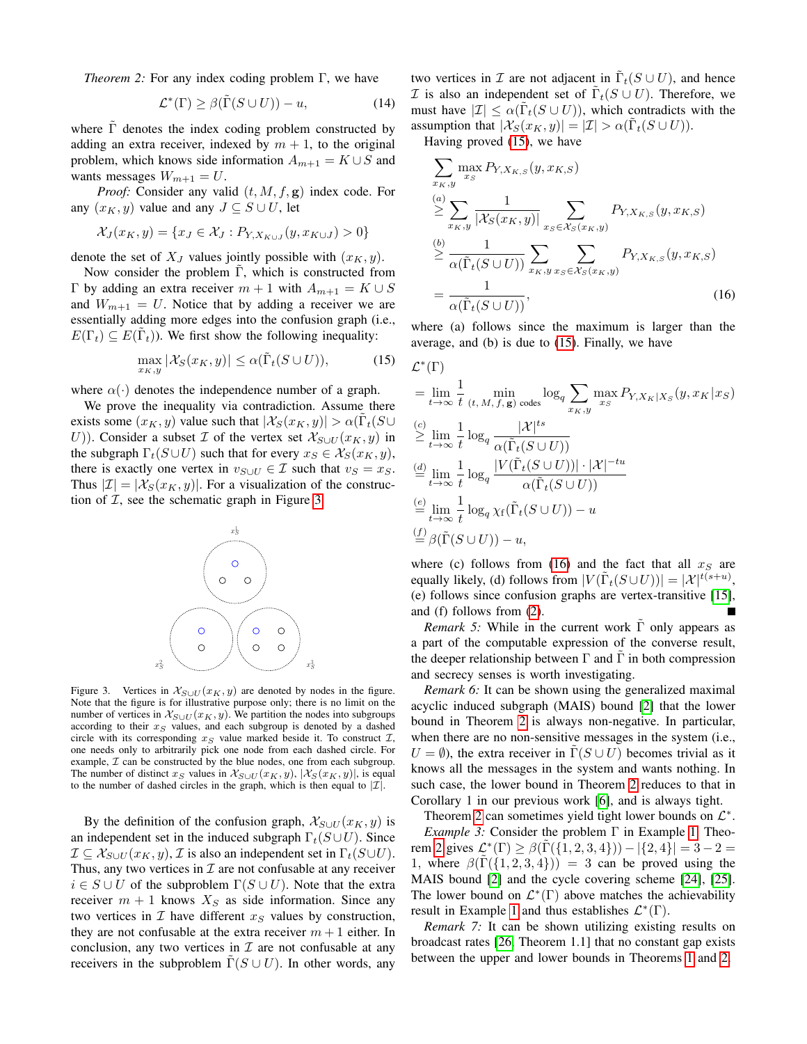*Theorem 2:* For any index coding problem $\Gamma$, we have

$$\mathcal{L}^*(\Gamma) \geq \beta(\tilde{\Gamma}(S \cup U)) - u, \tag{14}$$

where $\tilde{\Gamma}$ denotes the index coding problem constructed by adding an extra receiver, indexed by $m+1$, to the original problem, which knows side information $A_{m+1} = K \cup S$ and wants messages $W_{m+1} = U$.

*Proof:* Consider any valid $(t, M, f, \mathbf{g})$ index code. For any $(x_K, y)$ value and any $J \subseteq S \cup U$, let

$$\mathcal{X}_J(x_K, y) = \{x_J \in \mathcal{X}_J : P_{Y, X_{K \cup J}}(y, x_{K \cup J}) > 0\}$$

denote the set of $X_J$ values jointly possible with $(x_K, y)$.

Now consider the problem $\tilde{\Gamma}$, which is constructed from $\Gamma$ by adding an extra receiver $m+1$ with $A_{m+1} = K \cup S$ and $W_{m+1} = U$. Notice that by adding a receiver we are essentially adding more edges into the confusion graph (i.e., $E(\Gamma_t) \subseteq E(\tilde{\Gamma}_t)$). We first show the following inequality:

$$\max_{x_K, y} |\mathcal{X}_S(x_K, y)| \leq \alpha(\tilde{\Gamma}_t(S \cup U)), \tag{15}$$

where $\alpha(\cdot)$ denotes the independence number of a graph.

We prove the inequality via contradiction. Assume there exists some $(x_K, y)$ value such that $|\mathcal{X}_S(x_K, y)| > \alpha(\tilde{\Gamma}_t(S \cup U))$. Consider a subset $\mathcal{I}$ of the vertex set $\mathcal{X}_{S \cup U}(x_K, y)$ in the subgraph $\Gamma_t(S \cup U)$ such that for every $x_S \in \mathcal{X}_S(x_K, y)$, there is exactly one vertex in $v_{S \cup U} \in \mathcal{I}$ such that $v_S = x_S$. Thus $|\mathcal{I}| = |\mathcal{X}_S(x_K, y)|$. For a visualization of the construction of $\mathcal{I}$, see the schematic graph in Figure 3.

Figure 3. Vertices in $\mathcal{X}_{S \cup U}(x_K, y)$ are denoted by nodes in the figure. Note that the figure is for illustrative purpose only; there is no limit on the number of vertices in $\mathcal{X}_{S \cup U}(x_K, y)$. We partition the nodes into subgroups according to their $x_S$ values, and each subgroup is denoted by a dashed circle with its corresponding $x_S$ value marked beside it. To construct $\mathcal{I}$, one needs only to arbitrarily pick one node from each dashed circle. For example, $\mathcal{I}$ can be constructed by the blue nodes, one from each subgroup. The number of distinct $x_S$ values in $\mathcal{X}_{S \cup U}(x_K, y)$, $|\mathcal{X}_S(x_K, y)|$, is equal to the number of dashed circles in the graph, which is then equal to $|\mathcal{I}|$.

By the definition of the confusion graph, $\mathcal{X}_{S \cup U}(x_K, y)$ is an independent set in the induced subgraph $\Gamma_t(S \cup U)$. Since $\mathcal{I} \subseteq \mathcal{X}_{S \cup U}(x_K, y)$, $\mathcal{I}$ is also an independent set in $\Gamma_t(S \cup U)$. Thus, any two vertices in $\mathcal{I}$ are not confusable at any receiver $i \in S \cup U$ of the subproblem $\Gamma(S \cup U)$. Note that the extra receiver $m+1$ knows $X_S$ as side information. Since any two vertices in $\mathcal{I}$ have different $x_S$ values by construction, they are not confusable at the extra receiver $m+1$ either. In conclusion, any two vertices in $\mathcal{I}$ are not confusable at any receivers in the subproblem $\tilde{\Gamma}(S \cup U)$. In other words, any two vertices in $\mathcal{I}$ are not adjacent in $\tilde{\Gamma}_t(S \cup U)$, and hence $\mathcal{I}$ is also an independent set of $\tilde{\Gamma}_t(S \cup U)$. Therefore, we must have $|\mathcal{I}| \leq \alpha(\tilde{\Gamma}_t(S \cup U))$, which contradicts with the assumption that $|\mathcal{X}_S(x_K, y)| = |\mathcal{I}| > \alpha(\tilde{\Gamma}_t(S \cup U))$.

Having proved (15), we have

$$\begin{aligned}
&\sum_{x_K, y} \max_{x_S} P_{Y, X_{K,S}}(y, x_{K,S}) \\
&\overset{(a)}{\geq} \sum_{x_K, y} \frac{1}{|\mathcal{X}_S(x_K, y)|} \sum_{x_S \in \mathcal{X}_S(x_K, y)} P_{Y, X_{K,S}}(y, x_{K,S}) \\
&\overset{(b)}{\geq} \frac{1}{\alpha(\tilde{\Gamma}_t(S \cup U))} \sum_{x_K, y} \sum_{x_S \in \mathcal{X}_S(x_K, y)} P_{Y, X_{K,S}}(y, x_{K,S}) \\
&= \frac{1}{\alpha(\tilde{\Gamma}_t(S \cup U))},
\end{aligned} \tag{16}$$

where (a) follows since the maximum is larger than the average, and (b) is due to (15). Finally, we have

$$\begin{aligned}
&\mathcal{L}^*(\Gamma) \\
&= \lim_{t \to \infty} \frac{1}{t} \min_{(t, M, f, \mathbf{g}) \text{ codes}} \log_q \sum_{x_K, y} \max_{x_S} P_{Y, X_K | X_S}(y, x_K | x_S) \\
&\overset{(c)}{\geq} \lim_{t \to \infty} \frac{1}{t} \log_q \frac{|\mathcal{X}|^{ts}}{\alpha(\tilde{\Gamma}_t(S \cup U))} \\
&\overset{(d)}{=} \lim_{t \to \infty} \frac{1}{t} \log_q \frac{|V(\tilde{\Gamma}_t(S \cup U))| \cdot |\mathcal{X}|^{-tu}}{\alpha(\tilde{\Gamma}_t(S \cup U))} \\
&\overset{(e)}{=} \lim_{t \to \infty} \frac{1}{t} \log_q \chi_{\text{f}}(\tilde{\Gamma}_t(S \cup U)) - u \\
&\overset{(f)}{=} \beta(\tilde{\Gamma}(S \cup U)) - u,
\end{aligned}$$

where (c) follows from (16) and the fact that all $x_S$ are equally likely, (d) follows from $|V(\tilde{\Gamma}_t(S \cup U))| = |\mathcal{X}|^{t(s+u)}$, (e) follows since confusion graphs are vertex-transitive [15], and (f) follows from (2). ■

*Remark 5:* While in the current work $\tilde{\Gamma}$ only appears as a part of the computable expression of the converse result, the deeper relationship between $\Gamma$ and $\tilde{\Gamma}$ in both compression and secrecy senses is worth investigating.

*Remark 6:* It can be shown using the generalized maximal acyclic induced subgraph (MAIS) bound [2] that the lower bound in Theorem 2 is always non-negative. In particular, when there are no non-sensitive messages in the system (i.e., $U = \emptyset$), the extra receiver in $\tilde{\Gamma}(S \cup U)$ becomes trivial as it knows all the messages in the system and wants nothing. In such case, the lower bound in Theorem 2 reduces to that in Corollary 1 in our previous work [6], and is always tight.

Theorem 2 can sometimes yield tight lower bounds on $\mathcal{L}^*$.

*Example 3:* Consider the problem $\Gamma$ in Example 1. Theorem 2 gives $\mathcal{L}^*(\Gamma) \geq \beta(\tilde{\Gamma}(\{1,2,3,4\})) - |\{2,4\}| = 3 - 2 = 1$, where $\beta(\tilde{\Gamma}(\{1,2,3,4\})) = 3$ can be proved using the MAIS bound [2] and the cycle covering scheme [24], [25]. The lower bound on $\mathcal{L}^*(\Gamma)$ above matches the achievability result in Example 1 and thus establishes $\mathcal{L}^*(\Gamma)$.

*Remark 7:* It can be shown utilizing existing results on broadcast rates [26, Theorem 1.1] that no constant gap exists between the upper and lower bounds in Theorems 1 and 2.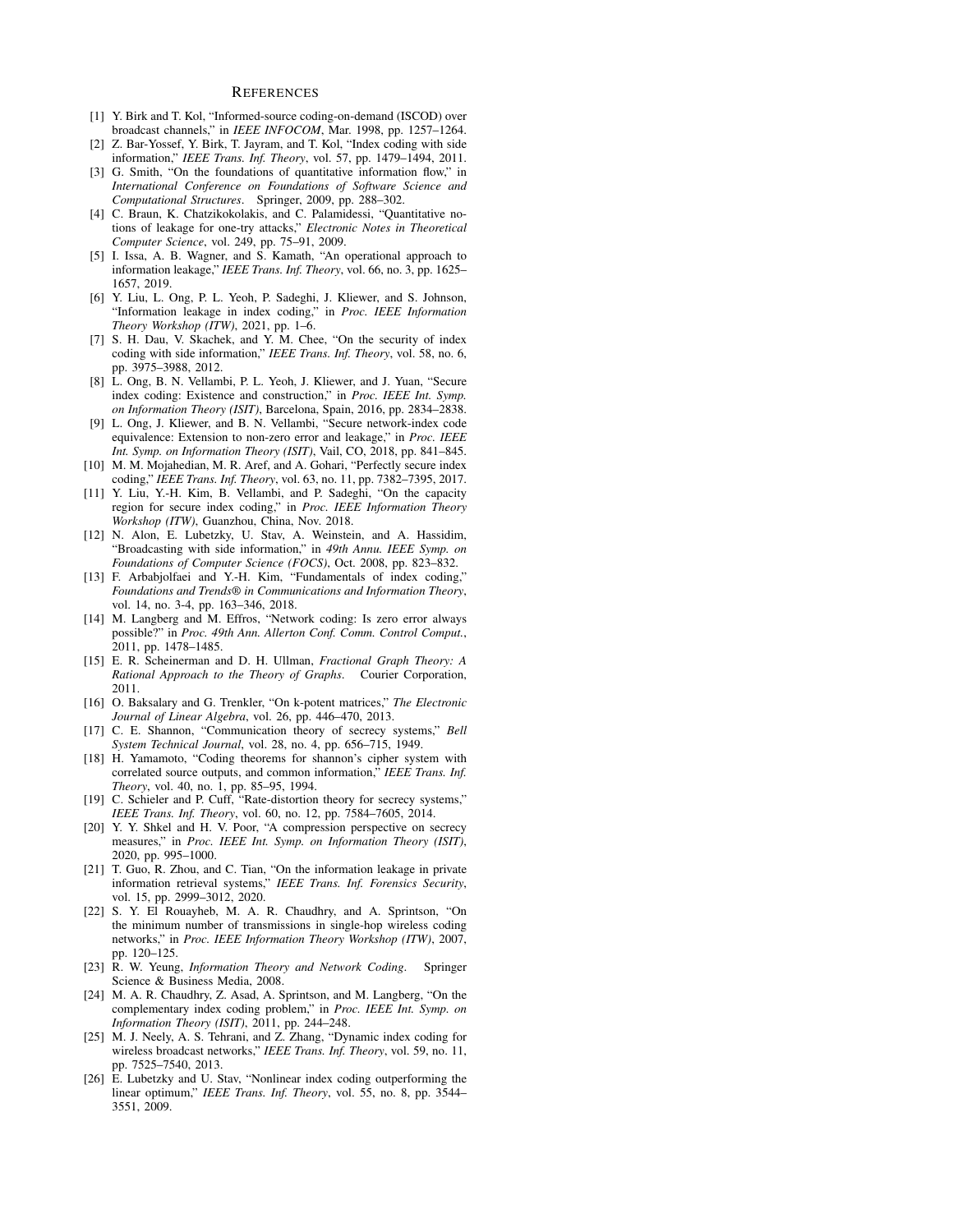# References

[1] Y. Birk and T. Kol, "Informed-source coding-on-demand (ISCOD) over broadcast channels," in *IEEE INFOCOM*, Mar. 1998, pp. 1257–1264.

[2] Z. Bar-Yossef, Y. Birk, T. Jayram, and T. Kol, "Index coding with side information," *IEEE Trans. Inf. Theory*, vol. 57, pp. 1479–1494, 2011.

[3] G. Smith, "On the foundations of quantitative information flow," in *International Conference on Foundations of Software Science and Computational Structures*. Springer, 2009, pp. 288–302.

[4] C. Braun, K. Chatzikokolakis, and C. Palamidessi, "Quantitative notions of leakage for one-try attacks," *Electronic Notes in Theoretical Computer Science*, vol. 249, pp. 75–91, 2009.

[5] I. Issa, A. B. Wagner, and S. Kamath, "An operational approach to information leakage," *IEEE Trans. Inf. Theory*, vol. 66, no. 3, pp. 1625–1657, 2019.

[6] Y. Liu, L. Ong, P. L. Yeoh, P. Sadeghi, J. Kliewer, and S. Johnson, "Information leakage in index coding," in *Proc. IEEE Information Theory Workshop (ITW)*, 2021, pp. 1–6.

[7] S. H. Dau, V. Skachek, and Y. M. Chee, "On the security of index coding with side information," *IEEE Trans. Inf. Theory*, vol. 58, no. 6, pp. 3975–3988, 2012.

[8] L. Ong, B. N. Vellambi, P. L. Yeoh, J. Kliewer, and J. Yuan, "Secure index coding: Existence and construction," in *Proc. IEEE Int. Symp. on Information Theory (ISIT)*, Barcelona, Spain, 2016, pp. 2834–2838.

[9] L. Ong, J. Kliewer, and B. N. Vellambi, "Secure network-index code equivalence: Extension to non-zero error and leakage," in *Proc. IEEE Int. Symp. on Information Theory (ISIT)*, Vail, CO, 2018, pp. 841–845.

[10] M. M. Mojahedian, M. R. Aref, and A. Gohari, "Perfectly secure index coding," *IEEE Trans. Inf. Theory*, vol. 63, no. 11, pp. 7382–7395, 2017.

[11] Y. Liu, Y.-H. Kim, B. Vellambi, and P. Sadeghi, "On the capacity region for secure index coding," in *Proc. IEEE Information Theory Workshop (ITW)*, Guanzhou, China, Nov. 2018.

[12] N. Alon, E. Lubetzky, U. Stav, A. Weinstein, and A. Hassidim, "Broadcasting with side information," in *49th Annu. IEEE Symp. on Foundations of Computer Science (FOCS)*, Oct. 2008, pp. 823–832.

[13] F. Arbabjolfaei and Y.-H. Kim, "Fundamentals of index coding," *Foundations and Trends® in Communications and Information Theory*, vol. 14, no. 3-4, pp. 163–346, 2018.

[14] M. Langberg and M. Effros, "Network coding: Is zero error always possible?" in *Proc. 49th Ann. Allerton Conf. Comm. Control Comput.*, 2011, pp. 1478–1485.

[15] E. R. Scheinerman and D. H. Ullman, *Fractional Graph Theory: A Rational Approach to the Theory of Graphs*. Courier Corporation, 2011.

[16] O. Baksalary and G. Trenkler, "On k-potent matrices," *The Electronic Journal of Linear Algebra*, vol. 26, pp. 446–470, 2013.

[17] C. E. Shannon, "Communication theory of secrecy systems," *Bell System Technical Journal*, vol. 28, no. 4, pp. 656–715, 1949.

[18] H. Yamamoto, "Coding theorems for shannon's cipher system with correlated source outputs, and common information," *IEEE Trans. Inf. Theory*, vol. 40, no. 1, pp. 85–95, 1994.

[19] C. Schieler and P. Cuff, "Rate-distortion theory for secrecy systems," *IEEE Trans. Inf. Theory*, vol. 60, no. 12, pp. 7584–7605, 2014.

[20] Y. Y. Shkel and H. V. Poor, "A compression perspective on secrecy measures," in *Proc. IEEE Int. Symp. on Information Theory (ISIT)*, 2020, pp. 995–1000.

[21] T. Guo, R. Zhou, and C. Tian, "On the information leakage in private information retrieval systems," *IEEE Trans. Inf. Forensics Security*, vol. 15, pp. 2999–3012, 2020.

[22] S. Y. El Rouayheb, M. A. R. Chaudhry, and A. Sprintson, "On the minimum number of transmissions in single-hop wireless coding networks," in *Proc. IEEE Information Theory Workshop (ITW)*, 2007, pp. 120–125.

[23] R. W. Yeung, *Information Theory and Network Coding*. Springer Science & Business Media, 2008.

[24] M. A. R. Chaudhry, Z. Asad, A. Sprintson, and M. Langberg, "On the complementary index coding problem," in *Proc. IEEE Int. Symp. on Information Theory (ISIT)*, 2011, pp. 244–248.

[25] M. J. Neely, A. S. Tehrani, and Z. Zhang, "Dynamic index coding for wireless broadcast networks," *IEEE Trans. Inf. Theory*, vol. 59, no. 11, pp. 7525–7540, 2013.

[26] E. Lubetzky and U. Stav, "Nonlinear index coding outperforming the linear optimum," *IEEE Trans. Inf. Theory*, vol. 55, no. 8, pp. 3544–3551, 2009.